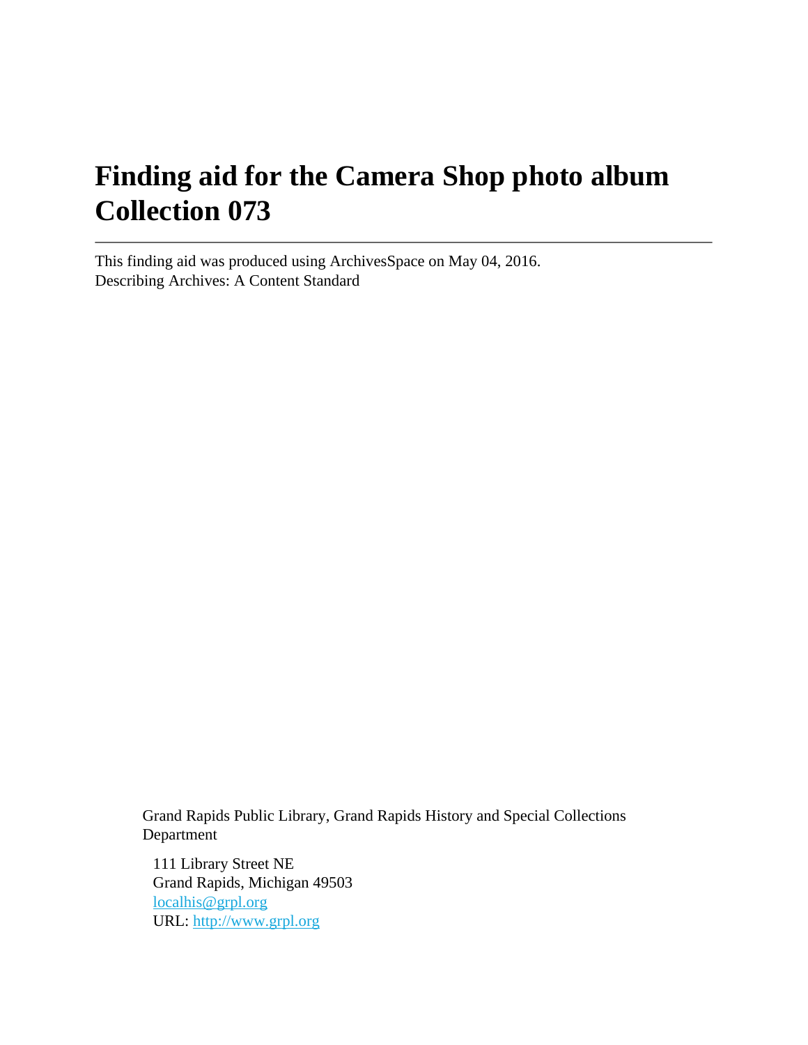# Finding aid for the Camera Shop photo album Collection 073

---

This finding aid was produced using ArchivesSpace on May 04, 2016.
Describing Archives: A Content Standard

Grand Rapids Public Library, Grand Rapids History and Special Collections Department

111 Library Street NE
Grand Rapids, Michigan 49503
[localhis@grpl.org](mailto:localhis@grpl.org)
URL: [http://www.grpl.org](http://www.grpl.org)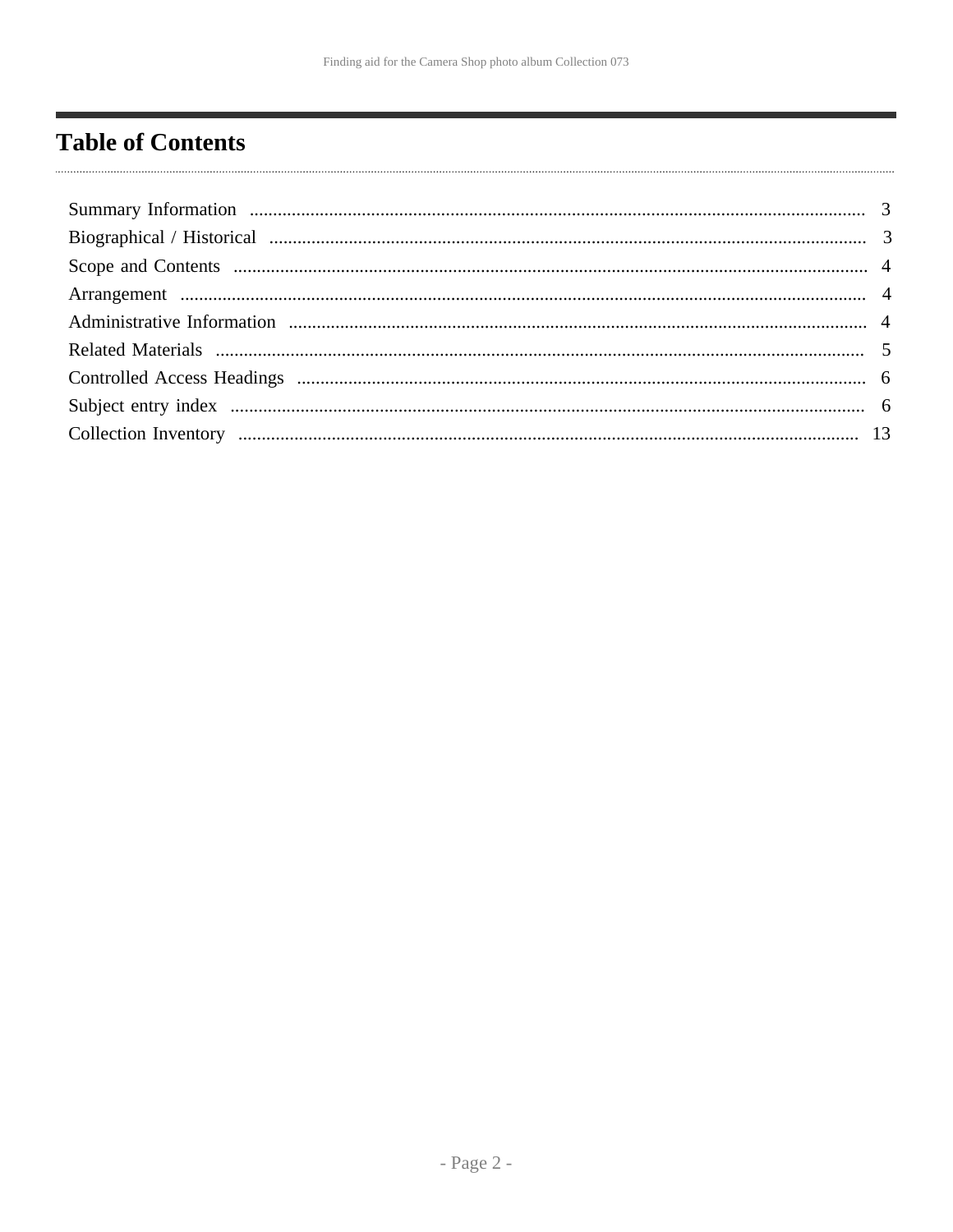# Table of Contents

- Summary Information ........................................................ 3
- Biographical / Historical ........................................................ 3
- Scope and Contents ........................................................ 4
- Arrangement ........................................................ 4
- Administrative Information ........................................................ 4
- Related Materials ........................................................ 5
- Controlled Access Headings ........................................................ 6
- Subject entry index ........................................................ 6
- Collection Inventory ........................................................ 13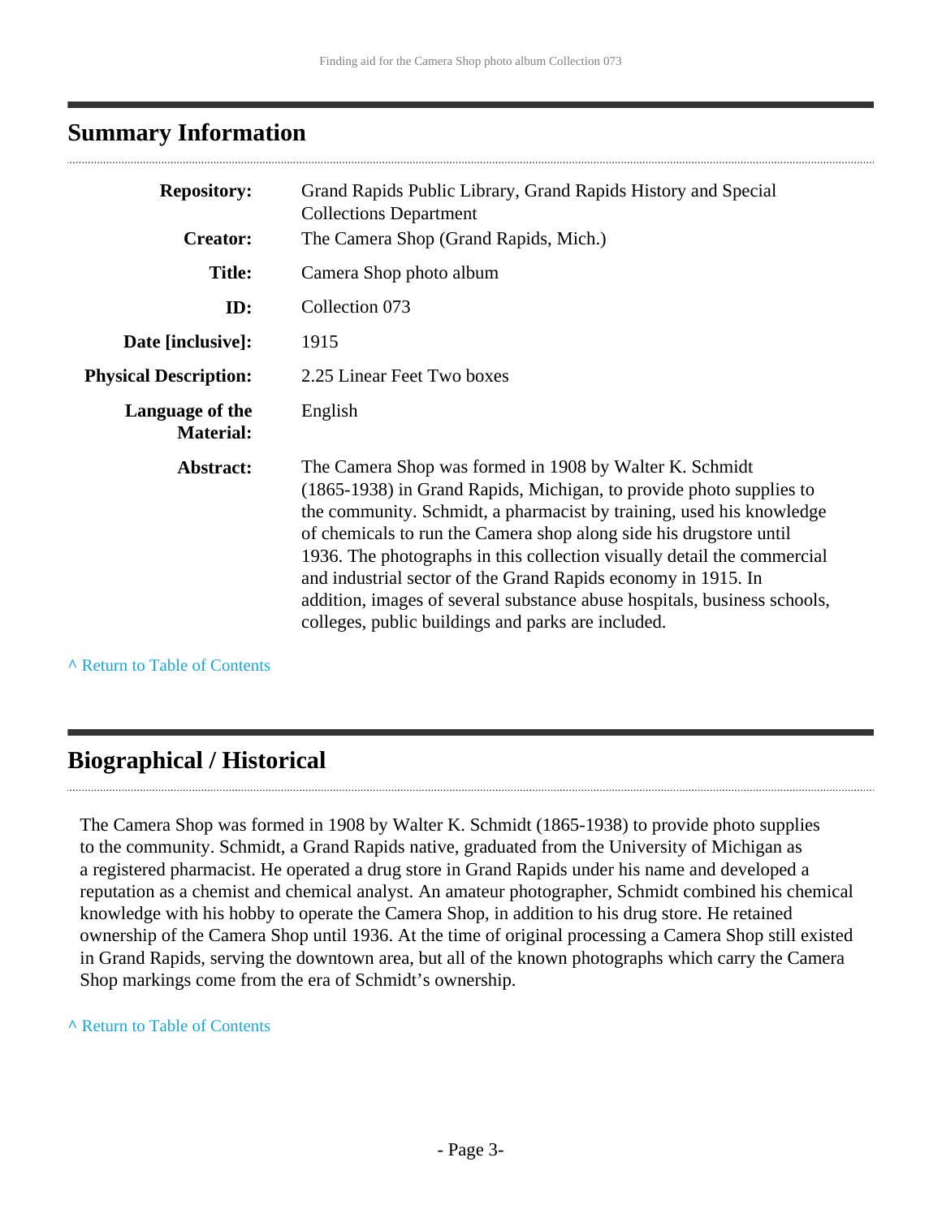## Summary Information

| | |
|---|---|
| **Repository:** | Grand Rapids Public Library, Grand Rapids History and Special Collections Department |
| **Creator:** | The Camera Shop (Grand Rapids, Mich.) |
| **Title:** | Camera Shop photo album |
| **ID:** | Collection 073 |
| **Date [inclusive]:** | 1915 |
| **Physical Description:** | 2.25 Linear Feet Two boxes |
| **Language of the Material:** | English |
| **Abstract:** | The Camera Shop was formed in 1908 by Walter K. Schmidt (1865-1938) in Grand Rapids, Michigan, to provide photo supplies to the community. Schmidt, a pharmacist by training, used his knowledge of chemicals to run the Camera shop along side his drugstore until 1936. The photographs in this collection visually detail the commercial and industrial sector of the Grand Rapids economy in 1915. In addition, images of several substance abuse hospitals, business schools, colleges, public buildings and parks are included. |

^ Return to Table of Contents

## Biographical / Historical

The Camera Shop was formed in 1908 by Walter K. Schmidt (1865-1938) to provide photo supplies to the community. Schmidt, a Grand Rapids native, graduated from the University of Michigan as a registered pharmacist. He operated a drug store in Grand Rapids under his name and developed a reputation as a chemist and chemical analyst. An amateur photographer, Schmidt combined his chemical knowledge with his hobby to operate the Camera Shop, in addition to his drug store. He retained ownership of the Camera Shop until 1936. At the time of original processing a Camera Shop still existed in Grand Rapids, serving the downtown area, but all of the known photographs which carry the Camera Shop markings come from the era of Schmidt's ownership.

^ Return to Table of Contents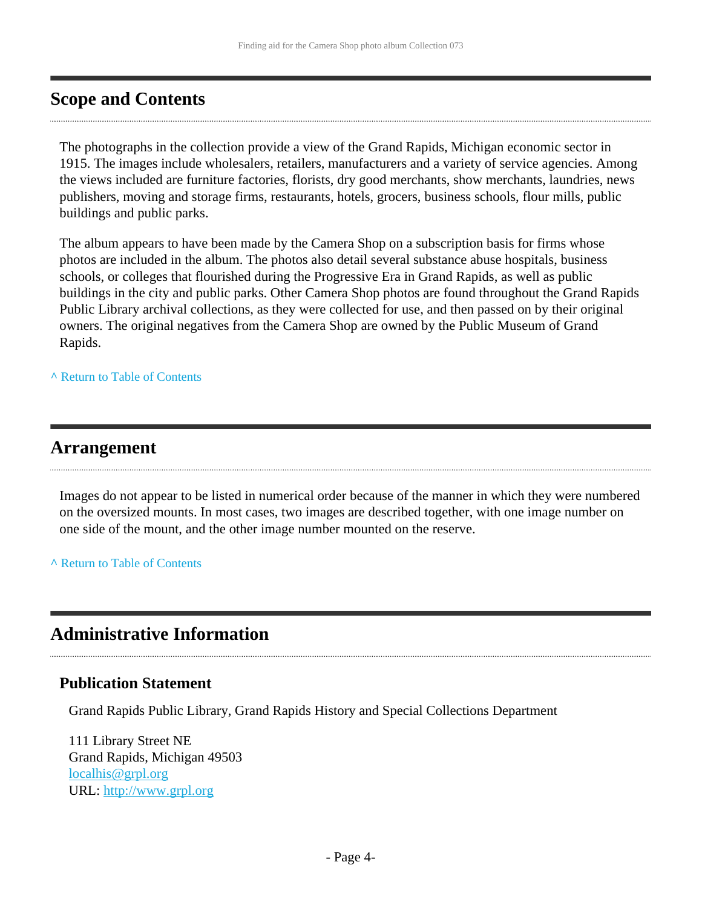## Scope and Contents

The photographs in the collection provide a view of the Grand Rapids, Michigan economic sector in 1915. The images include wholesalers, retailers, manufacturers and a variety of service agencies. Among the views included are furniture factories, florists, dry good merchants, show merchants, laundries, news publishers, moving and storage firms, restaurants, hotels, grocers, business schools, flour mills, public buildings and public parks.

The album appears to have been made by the Camera Shop on a subscription basis for firms whose photos are included in the album. The photos also detail several substance abuse hospitals, business schools, or colleges that flourished during the Progressive Era in Grand Rapids, as well as public buildings in the city and public parks. Other Camera Shop photos are found throughout the Grand Rapids Public Library archival collections, as they were collected for use, and then passed on by their original owners. The original negatives from the Camera Shop are owned by the Public Museum of Grand Rapids.

^ Return to Table of Contents

## Arrangement

Images do not appear to be listed in numerical order because of the manner in which they were numbered on the oversized mounts. In most cases, two images are described together, with one image number on one side of the mount, and the other image number mounted on the reserve.

^ Return to Table of Contents

## Administrative Information

### Publication Statement

Grand Rapids Public Library, Grand Rapids History and Special Collections Department

111 Library Street NE
Grand Rapids, Michigan 49503
localhis@grpl.org
URL: http://www.grpl.org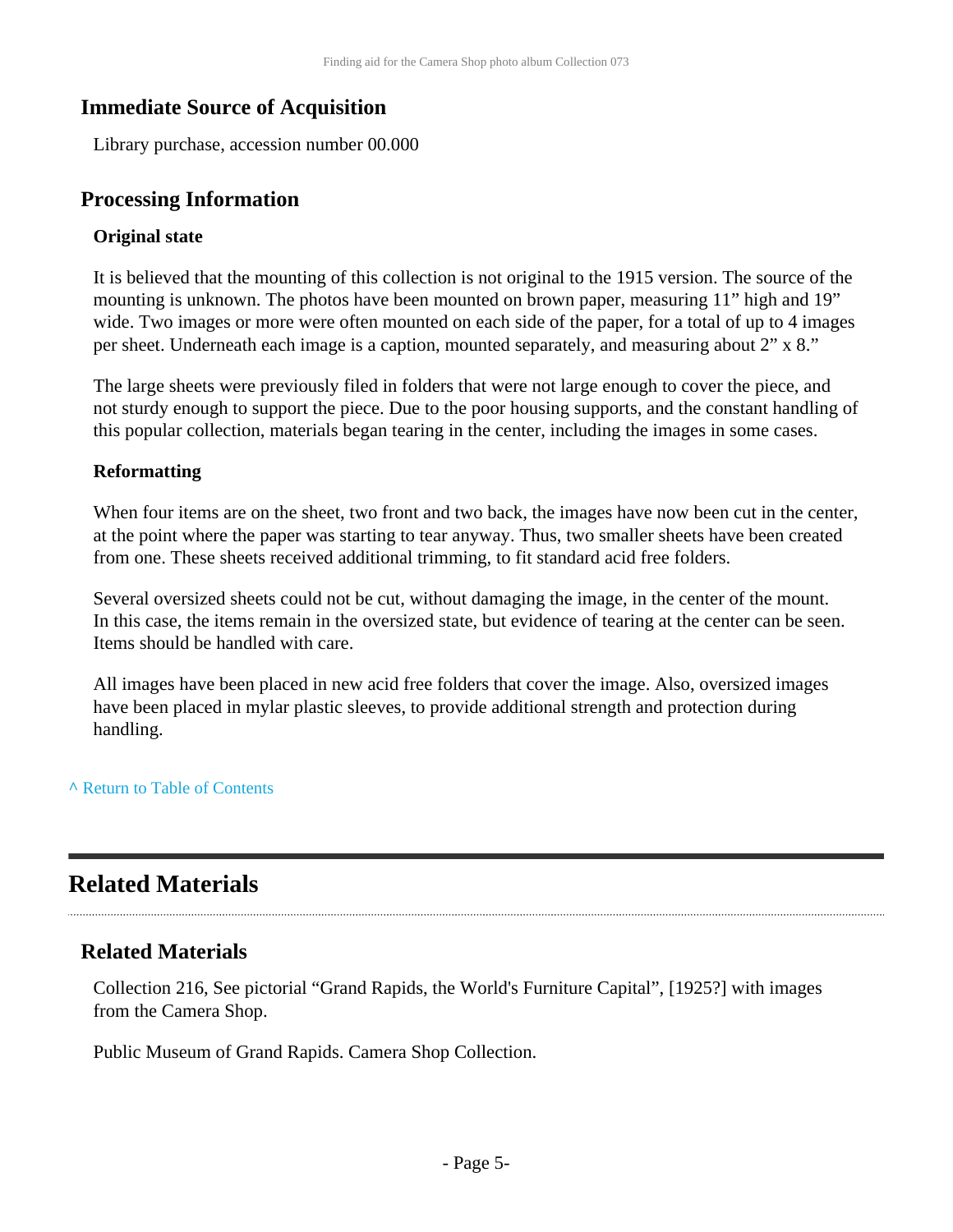### Immediate Source of Acquisition

Library purchase, accession number 00.000

### Processing Information

**Original state**

It is believed that the mounting of this collection is not original to the 1915 version. The source of the mounting is unknown. The photos have been mounted on brown paper, measuring 11” high and 19” wide. Two images or more were often mounted on each side of the paper, for a total of up to 4 images per sheet. Underneath each image is a caption, mounted separately, and measuring about 2” x 8.”

The large sheets were previously filed in folders that were not large enough to cover the piece, and not sturdy enough to support the piece. Due to the poor housing supports, and the constant handling of this popular collection, materials began tearing in the center, including the images in some cases.

**Reformatting**

When four items are on the sheet, two front and two back, the images have now been cut in the center, at the point where the paper was starting to tear anyway. Thus, two smaller sheets have been created from one. These sheets received additional trimming, to fit standard acid free folders.

Several oversized sheets could not be cut, without damaging the image, in the center of the mount. In this case, the items remain in the oversized state, but evidence of tearing at the center can be seen. Items should be handled with care.

All images have been placed in new acid free folders that cover the image. Also, oversized images have been placed in mylar plastic sleeves, to provide additional strength and protection during handling.

^ Return to Table of Contents

## Related Materials

### Related Materials

Collection 216, See pictorial “Grand Rapids, the World's Furniture Capital”, [1925?] with images from the Camera Shop.

Public Museum of Grand Rapids. Camera Shop Collection.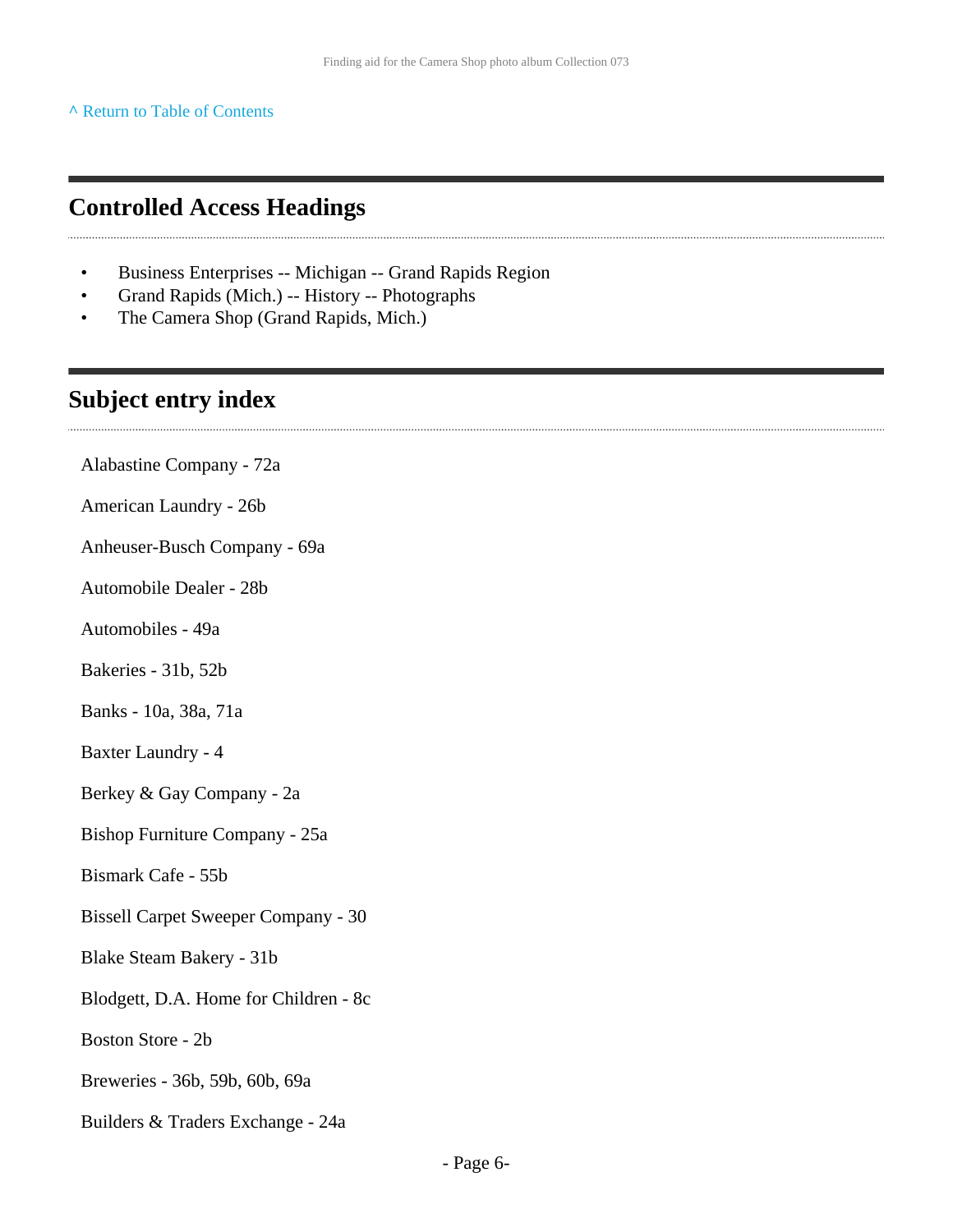^ Return to Table of Contents

## Controlled Access Headings

- Business Enterprises -- Michigan -- Grand Rapids Region
- Grand Rapids (Mich.) -- History -- Photographs
- The Camera Shop (Grand Rapids, Mich.)

## Subject entry index

Alabastine Company - 72a

American Laundry - 26b

Anheuser-Busch Company - 69a

Automobile Dealer - 28b

Automobiles - 49a

Bakeries - 31b, 52b

Banks - 10a, 38a, 71a

Baxter Laundry - 4

Berkey & Gay Company - 2a

Bishop Furniture Company - 25a

Bismark Cafe - 55b

Bissell Carpet Sweeper Company - 30

Blake Steam Bakery - 31b

Blodgett, D.A. Home for Children - 8c

Boston Store - 2b

Breweries - 36b, 59b, 60b, 69a

Builders & Traders Exchange - 24a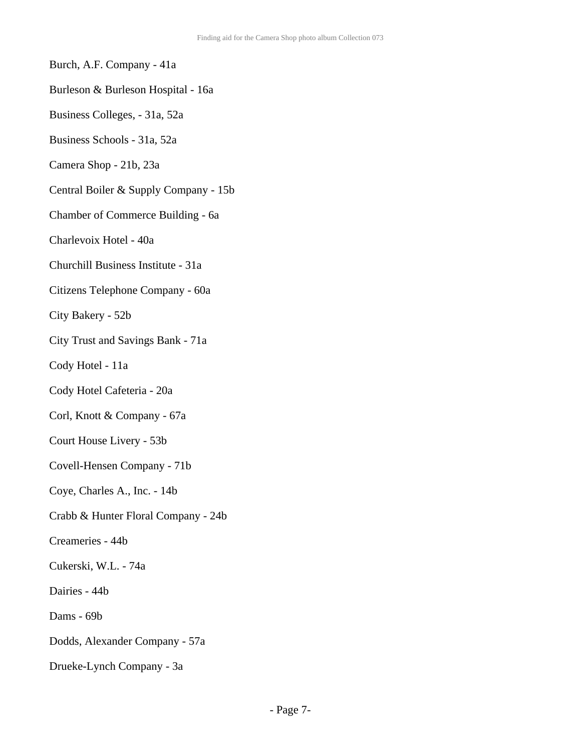Burch, A.F. Company - 41a

Burleson & Burleson Hospital - 16a

Business Colleges, - 31a, 52a

Business Schools - 31a, 52a

Camera Shop - 21b, 23a

Central Boiler & Supply Company - 15b

Chamber of Commerce Building - 6a

Charlevoix Hotel - 40a

Churchill Business Institute - 31a

Citizens Telephone Company - 60a

City Bakery - 52b

City Trust and Savings Bank - 71a

Cody Hotel - 11a

Cody Hotel Cafeteria - 20a

Corl, Knott & Company - 67a

Court House Livery - 53b

Covell-Hensen Company - 71b

Coye, Charles A., Inc. - 14b

Crabb & Hunter Floral Company - 24b

Creameries - 44b

Cukerski, W.L. - 74a

Dairies - 44b

Dams - 69b

Dodds, Alexander Company - 57a

Drueke-Lynch Company - 3a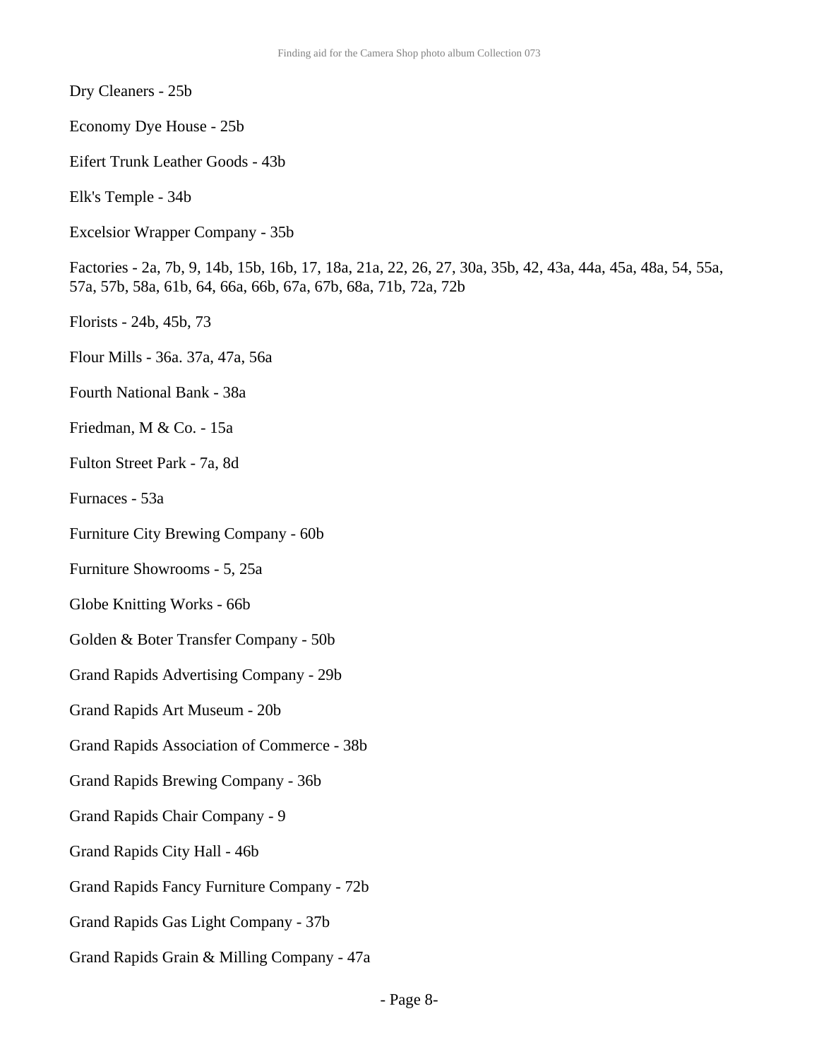Dry Cleaners - 25b

Economy Dye House - 25b

Eifert Trunk Leather Goods - 43b

Elk's Temple - 34b

Excelsior Wrapper Company - 35b

Factories - 2a, 7b, 9, 14b, 15b, 16b, 17, 18a, 21a, 22, 26, 27, 30a, 35b, 42, 43a, 44a, 45a, 48a, 54, 55a, 57a, 57b, 58a, 61b, 64, 66a, 66b, 67a, 67b, 68a, 71b, 72a, 72b

Florists - 24b, 45b, 73

Flour Mills - 36a. 37a, 47a, 56a

Fourth National Bank - 38a

Friedman, M & Co. - 15a

Fulton Street Park - 7a, 8d

Furnaces - 53a

Furniture City Brewing Company - 60b

Furniture Showrooms - 5, 25a

Globe Knitting Works - 66b

Golden & Boter Transfer Company - 50b

Grand Rapids Advertising Company - 29b

Grand Rapids Art Museum - 20b

Grand Rapids Association of Commerce - 38b

Grand Rapids Brewing Company - 36b

Grand Rapids Chair Company - 9

Grand Rapids City Hall - 46b

Grand Rapids Fancy Furniture Company - 72b

Grand Rapids Gas Light Company - 37b

Grand Rapids Grain & Milling Company - 47a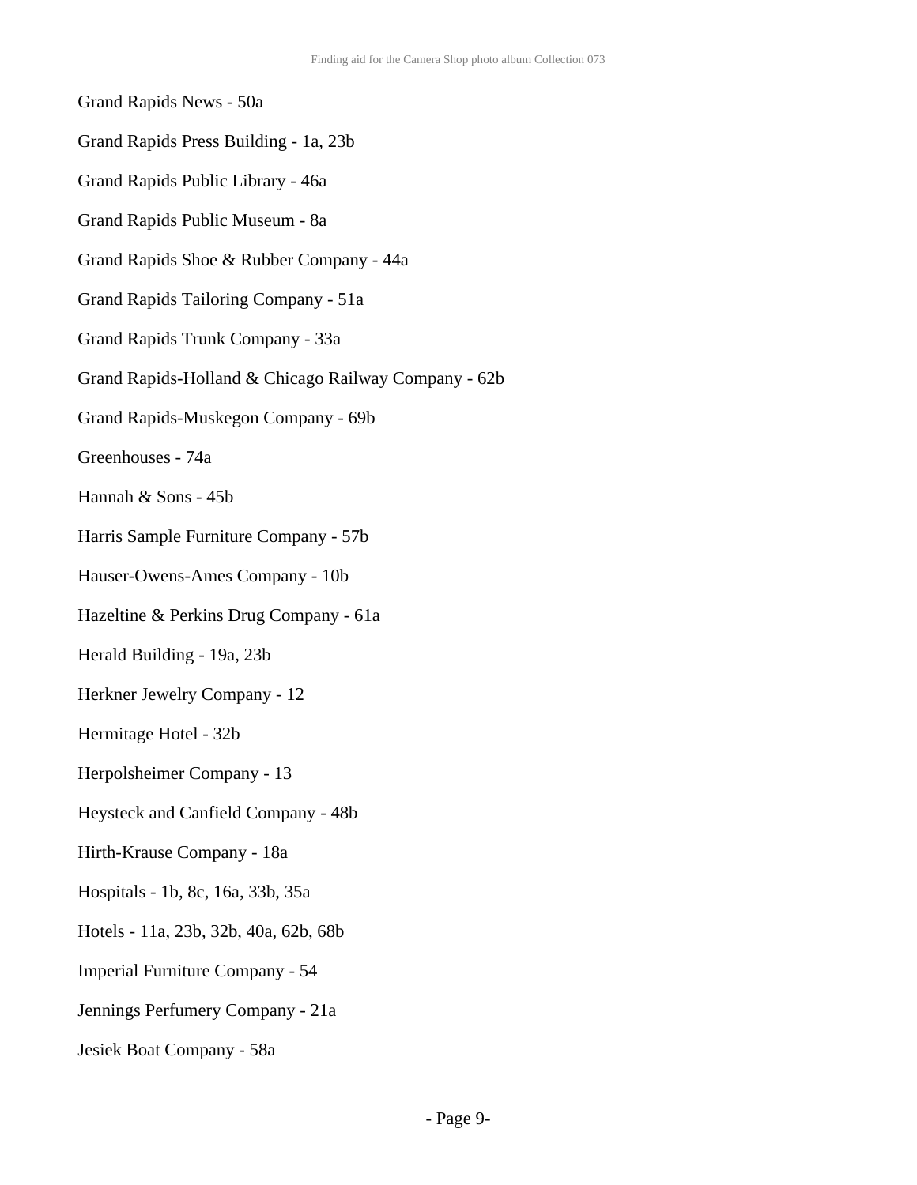Grand Rapids News - 50a

Grand Rapids Press Building - 1a, 23b

Grand Rapids Public Library - 46a

Grand Rapids Public Museum - 8a

Grand Rapids Shoe & Rubber Company - 44a

Grand Rapids Tailoring Company - 51a

Grand Rapids Trunk Company - 33a

Grand Rapids-Holland & Chicago Railway Company - 62b

Grand Rapids-Muskegon Company - 69b

Greenhouses - 74a

Hannah & Sons - 45b

Harris Sample Furniture Company - 57b

Hauser-Owens-Ames Company - 10b

Hazeltine & Perkins Drug Company - 61a

Herald Building - 19a, 23b

Herkner Jewelry Company - 12

Hermitage Hotel - 32b

Herpolsheimer Company - 13

Heysteck and Canfield Company - 48b

Hirth-Krause Company - 18a

Hospitals - 1b, 8c, 16a, 33b, 35a

Hotels - 11a, 23b, 32b, 40a, 62b, 68b

Imperial Furniture Company - 54

Jennings Perfumery Company - 21a

Jesiek Boat Company - 58a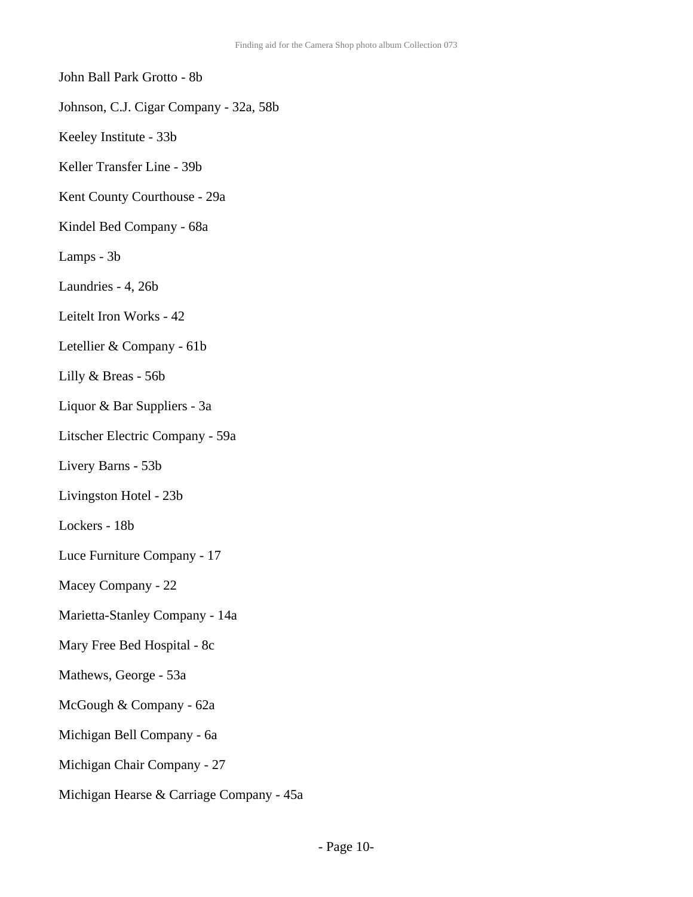John Ball Park Grotto - 8b

Johnson, C.J. Cigar Company - 32a, 58b

Keeley Institute - 33b

Keller Transfer Line - 39b

Kent County Courthouse - 29a

Kindel Bed Company - 68a

Lamps - 3b

Laundries - 4, 26b

Leitelt Iron Works - 42

Letellier & Company - 61b

Lilly & Breas - 56b

Liquor & Bar Suppliers - 3a

Litscher Electric Company - 59a

Livery Barns - 53b

Livingston Hotel - 23b

Lockers - 18b

Luce Furniture Company - 17

Macey Company - 22

Marietta-Stanley Company - 14a

Mary Free Bed Hospital - 8c

Mathews, George - 53a

McGough & Company - 62a

Michigan Bell Company - 6a

Michigan Chair Company - 27

Michigan Hearse & Carriage Company - 45a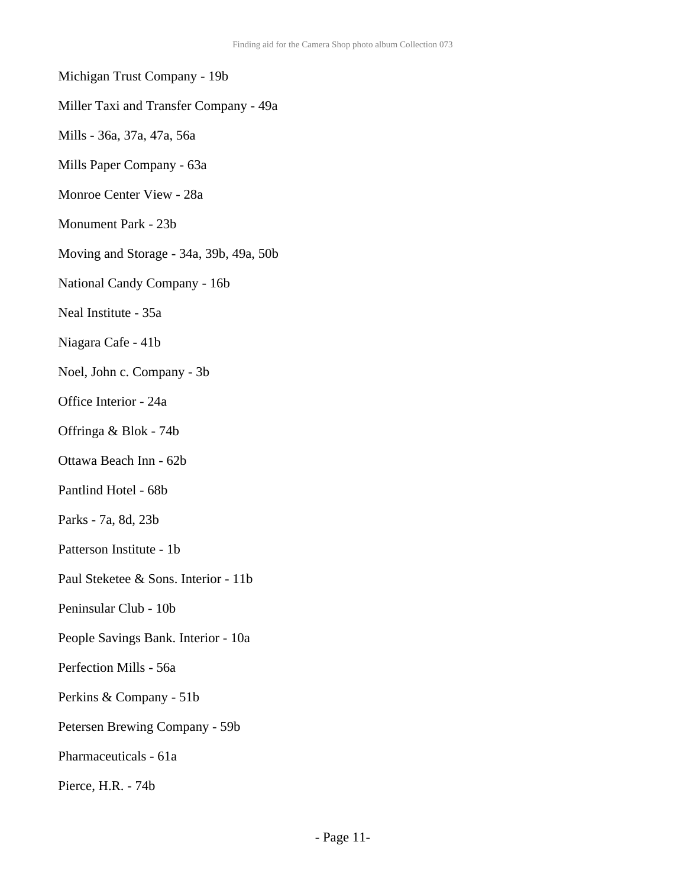Michigan Trust Company - 19b

Miller Taxi and Transfer Company - 49a

Mills - 36a, 37a, 47a, 56a

Mills Paper Company - 63a

Monroe Center View - 28a

Monument Park - 23b

Moving and Storage - 34a, 39b, 49a, 50b

National Candy Company - 16b

Neal Institute - 35a

Niagara Cafe - 41b

Noel, John c. Company - 3b

Office Interior - 24a

Offringa & Blok - 74b

Ottawa Beach Inn - 62b

Pantlind Hotel - 68b

Parks - 7a, 8d, 23b

Patterson Institute - 1b

Paul Steketee & Sons. Interior - 11b

Peninsular Club - 10b

People Savings Bank. Interior - 10a

Perfection Mills - 56a

Perkins & Company - 51b

Petersen Brewing Company - 59b

Pharmaceuticals - 61a

Pierce, H.R. - 74b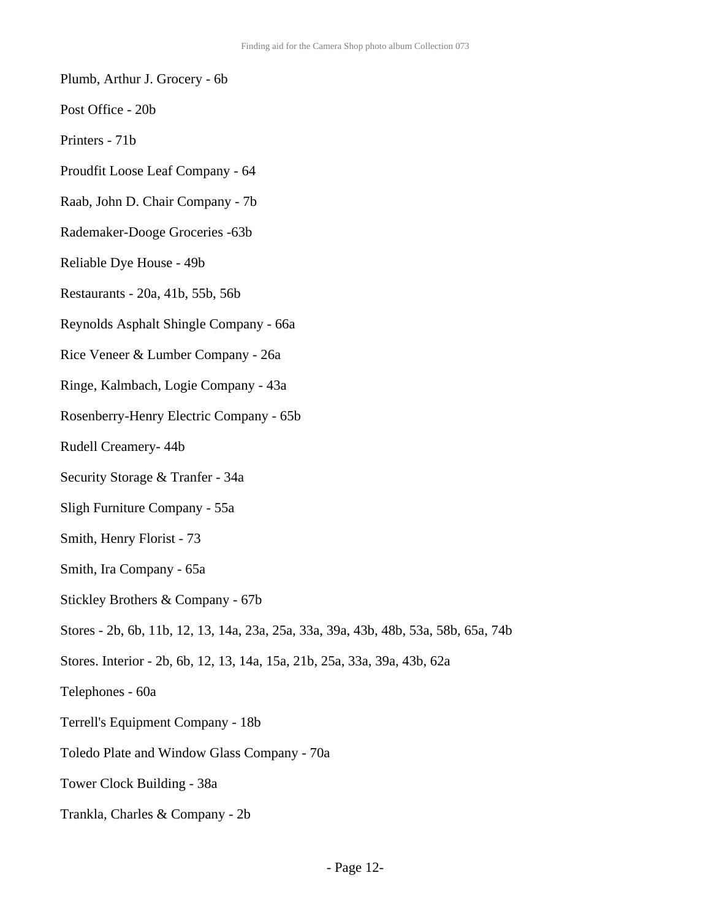Plumb, Arthur J. Grocery - 6b

Post Office - 20b

Printers - 71b

Proudfit Loose Leaf Company - 64

Raab, John D. Chair Company - 7b

Rademaker-Dooge Groceries -63b

Reliable Dye House - 49b

Restaurants - 20a, 41b, 55b, 56b

Reynolds Asphalt Shingle Company - 66a

Rice Veneer & Lumber Company - 26a

Ringe, Kalmbach, Logie Company - 43a

Rosenberry-Henry Electric Company - 65b

Rudell Creamery- 44b

Security Storage & Tranfer - 34a

Sligh Furniture Company - 55a

Smith, Henry Florist - 73

Smith, Ira Company - 65a

Stickley Brothers & Company - 67b

Stores - 2b, 6b, 11b, 12, 13, 14a, 23a, 25a, 33a, 39a, 43b, 48b, 53a, 58b, 65a, 74b

Stores. Interior - 2b, 6b, 12, 13, 14a, 15a, 21b, 25a, 33a, 39a, 43b, 62a

Telephones - 60a

Terrell's Equipment Company - 18b

Toledo Plate and Window Glass Company - 70a

Tower Clock Building - 38a

Trankla, Charles & Company - 2b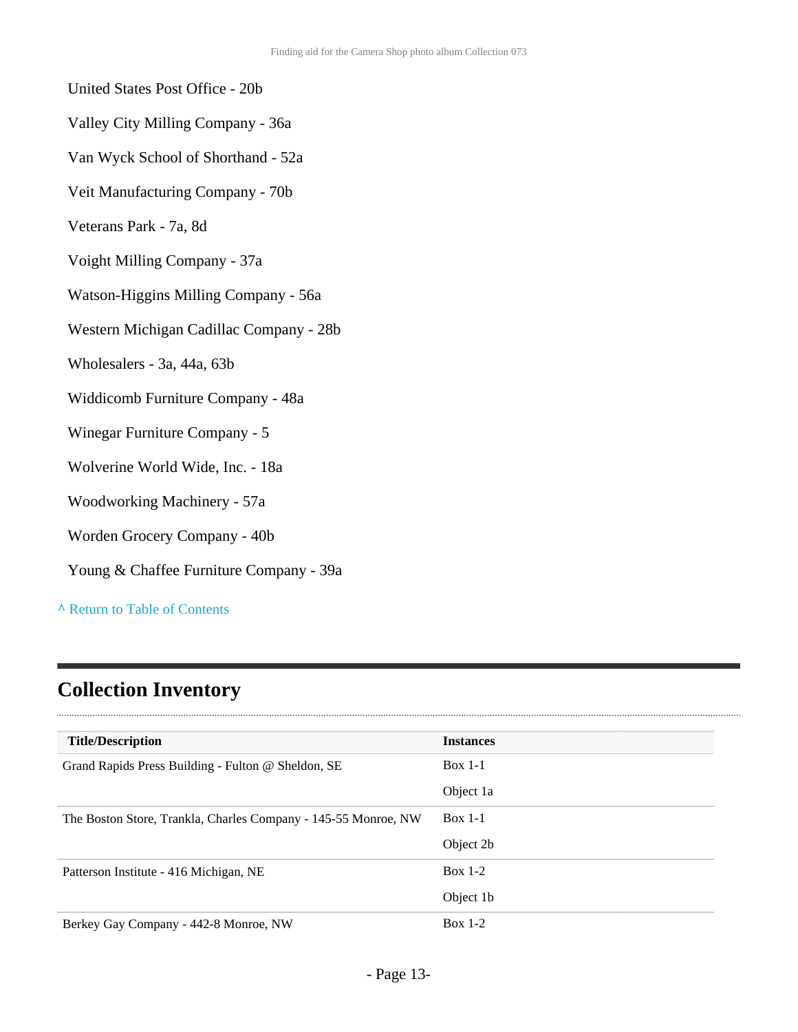United States Post Office - 20b

Valley City Milling Company - 36a

Van Wyck School of Shorthand - 52a

Veit Manufacturing Company - 70b

Veterans Park - 7a, 8d

Voight Milling Company - 37a

Watson-Higgins Milling Company - 56a

Western Michigan Cadillac Company - 28b

Wholesalers - 3a, 44a, 63b

Widdicomb Furniture Company - 48a

Winegar Furniture Company - 5

Wolverine World Wide, Inc. - 18a

Woodworking Machinery - 57a

Worden Grocery Company - 40b

Young & Chaffee Furniture Company - 39a

^ Return to Table of Contents

## Collection Inventory

| Title/Description | Instances |
|---|---|
| Grand Rapids Press Building - Fulton @ Sheldon, SE | Box 1-1<br>Object 1a |
| The Boston Store, Trankla, Charles Company - 145-55 Monroe, NW | Box 1-1<br>Object 2b |
| Patterson Institute - 416 Michigan, NE | Box 1-2<br>Object 1b |
| Berkey Gay Company - 442-8 Monroe, NW | Box 1-2 |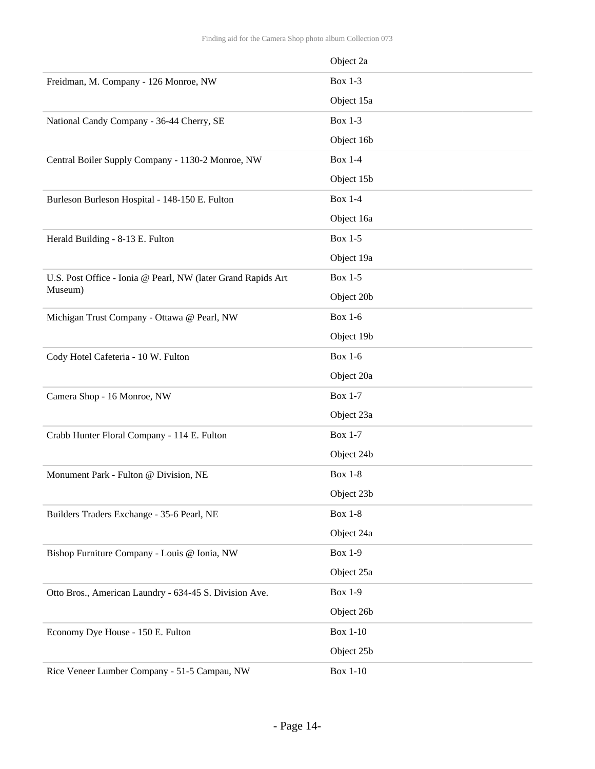| | |
|---|---|
| | Object 2a |
| Freidman, M. Company - 126 Monroe, NW | Box 1-3<br>Object 15a |
| National Candy Company - 36-44 Cherry, SE | Box 1-3<br>Object 16b |
| Central Boiler Supply Company - 1130-2 Monroe, NW | Box 1-4<br>Object 15b |
| Burleson Burleson Hospital - 148-150 E. Fulton | Box 1-4<br>Object 16a |
| Herald Building - 8-13 E. Fulton | Box 1-5<br>Object 19a |
| U.S. Post Office - Ionia @ Pearl, NW (later Grand Rapids Art Museum) | Box 1-5<br>Object 20b |
| Michigan Trust Company - Ottawa @ Pearl, NW | Box 1-6<br>Object 19b |
| Cody Hotel Cafeteria - 10 W. Fulton | Box 1-6<br>Object 20a |
| Camera Shop - 16 Monroe, NW | Box 1-7<br>Object 23a |
| Crabb Hunter Floral Company - 114 E. Fulton | Box 1-7<br>Object 24b |
| Monument Park - Fulton @ Division, NE | Box 1-8<br>Object 23b |
| Builders Traders Exchange - 35-6 Pearl, NE | Box 1-8<br>Object 24a |
| Bishop Furniture Company - Louis @ Ionia, NW | Box 1-9<br>Object 25a |
| Otto Bros., American Laundry - 634-45 S. Division Ave. | Box 1-9<br>Object 26b |
| Economy Dye House - 150 E. Fulton | Box 1-10<br>Object 25b |
| Rice Veneer Lumber Company - 51-5 Campau, NW | Box 1-10 |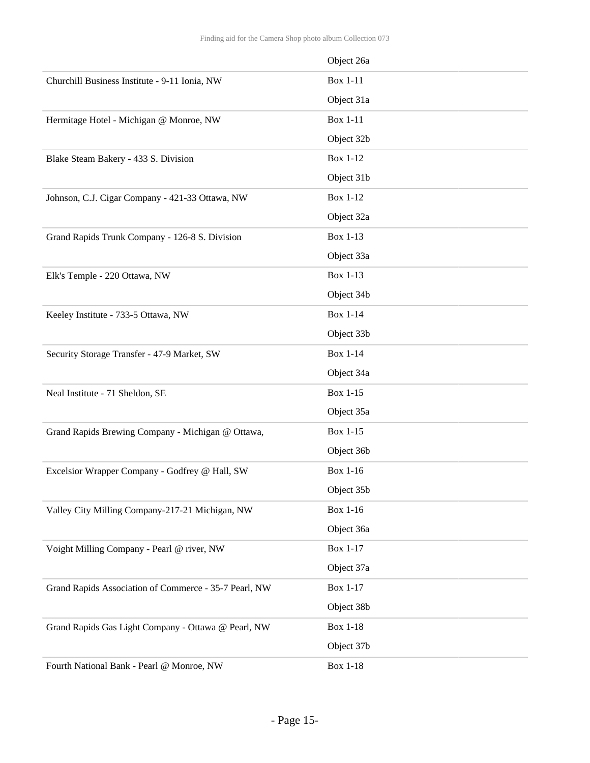| | |
|---|---|
| | Object 26a |
| Churchill Business Institute - 9-11 Ionia, NW | Box 1-11<br>Object 31a |
| Hermitage Hotel - Michigan @ Monroe, NW | Box 1-11<br>Object 32b |
| Blake Steam Bakery - 433 S. Division | Box 1-12<br>Object 31b |
| Johnson, C.J. Cigar Company - 421-33 Ottawa, NW | Box 1-12<br>Object 32a |
| Grand Rapids Trunk Company - 126-8 S. Division | Box 1-13<br>Object 33a |
| Elk's Temple - 220 Ottawa, NW | Box 1-13<br>Object 34b |
| Keeley Institute - 733-5 Ottawa, NW | Box 1-14<br>Object 33b |
| Security Storage Transfer - 47-9 Market, SW | Box 1-14<br>Object 34a |
| Neal Institute - 71 Sheldon, SE | Box 1-15<br>Object 35a |
| Grand Rapids Brewing Company - Michigan @ Ottawa, | Box 1-15<br>Object 36b |
| Excelsior Wrapper Company - Godfrey @ Hall, SW | Box 1-16<br>Object 35b |
| Valley City Milling Company-217-21 Michigan, NW | Box 1-16<br>Object 36a |
| Voight Milling Company - Pearl @ river, NW | Box 1-17<br>Object 37a |
| Grand Rapids Association of Commerce - 35-7 Pearl, NW | Box 1-17<br>Object 38b |
| Grand Rapids Gas Light Company - Ottawa @ Pearl, NW | Box 1-18<br>Object 37b |
| Fourth National Bank - Pearl @ Monroe, NW | Box 1-18 |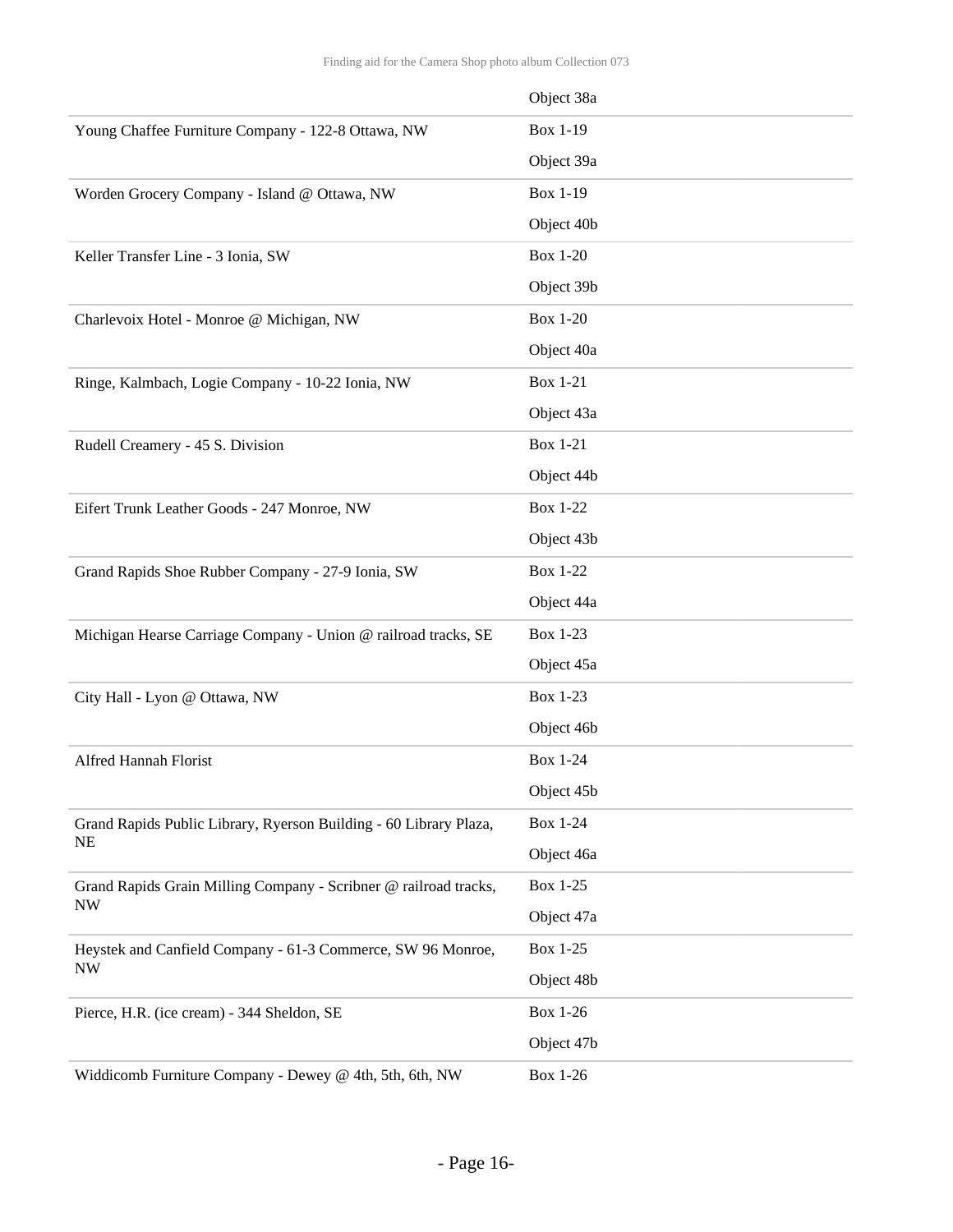| | |
|---|---|
| | Object 38a |
| Young Chaffee Furniture Company - 122-8 Ottawa, NW | Box 1-19<br>Object 39a |
| Worden Grocery Company - Island @ Ottawa, NW | Box 1-19<br>Object 40b |
| Keller Transfer Line - 3 Ionia, SW | Box 1-20<br>Object 39b |
| Charlevoix Hotel - Monroe @ Michigan, NW | Box 1-20<br>Object 40a |
| Ringe, Kalmbach, Logie Company - 10-22 Ionia, NW | Box 1-21<br>Object 43a |
| Rudell Creamery - 45 S. Division | Box 1-21<br>Object 44b |
| Eifert Trunk Leather Goods - 247 Monroe, NW | Box 1-22<br>Object 43b |
| Grand Rapids Shoe Rubber Company - 27-9 Ionia, SW | Box 1-22<br>Object 44a |
| Michigan Hearse Carriage Company - Union @ railroad tracks, SE | Box 1-23<br>Object 45a |
| City Hall - Lyon @ Ottawa, NW | Box 1-23<br>Object 46b |
| Alfred Hannah Florist | Box 1-24<br>Object 45b |
| Grand Rapids Public Library, Ryerson Building - 60 Library Plaza, NE | Box 1-24<br>Object 46a |
| Grand Rapids Grain Milling Company - Scribner @ railroad tracks, NW | Box 1-25<br>Object 47a |
| Heystek and Canfield Company - 61-3 Commerce, SW 96 Monroe, NW | Box 1-25<br>Object 48b |
| Pierce, H.R. (ice cream) - 344 Sheldon, SE | Box 1-26<br>Object 47b |
| Widdicomb Furniture Company - Dewey @ 4th, 5th, 6th, NW | Box 1-26 |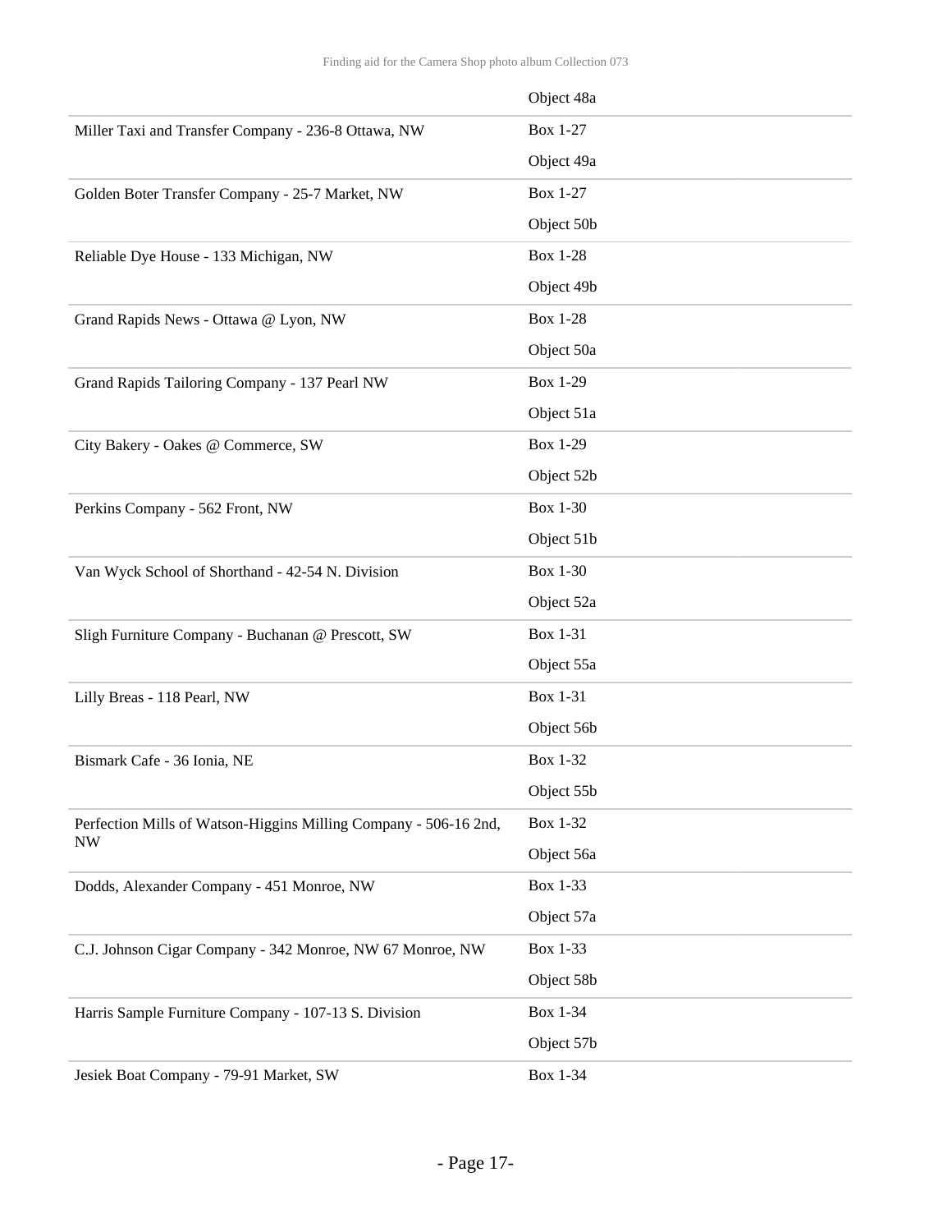| | |
|---|---|
| | Object 48a |
| Miller Taxi and Transfer Company - 236-8 Ottawa, NW | Box 1-27<br>Object 49a |
| Golden Boter Transfer Company - 25-7 Market, NW | Box 1-27<br>Object 50b |
| Reliable Dye House - 133 Michigan, NW | Box 1-28<br>Object 49b |
| Grand Rapids News - Ottawa @ Lyon, NW | Box 1-28<br>Object 50a |
| Grand Rapids Tailoring Company - 137 Pearl NW | Box 1-29<br>Object 51a |
| City Bakery - Oakes @ Commerce, SW | Box 1-29<br>Object 52b |
| Perkins Company - 562 Front, NW | Box 1-30<br>Object 51b |
| Van Wyck School of Shorthand - 42-54 N. Division | Box 1-30<br>Object 52a |
| Sligh Furniture Company - Buchanan @ Prescott, SW | Box 1-31<br>Object 55a |
| Lilly Breas - 118 Pearl, NW | Box 1-31<br>Object 56b |
| Bismark Cafe - 36 Ionia, NE | Box 1-32<br>Object 55b |
| Perfection Mills of Watson-Higgins Milling Company - 506-16 2nd, NW | Box 1-32<br>Object 56a |
| Dodds, Alexander Company - 451 Monroe, NW | Box 1-33<br>Object 57a |
| C.J. Johnson Cigar Company - 342 Monroe, NW 67 Monroe, NW | Box 1-33<br>Object 58b |
| Harris Sample Furniture Company - 107-13 S. Division | Box 1-34<br>Object 57b |
| Jesiek Boat Company - 79-91 Market, SW | Box 1-34 |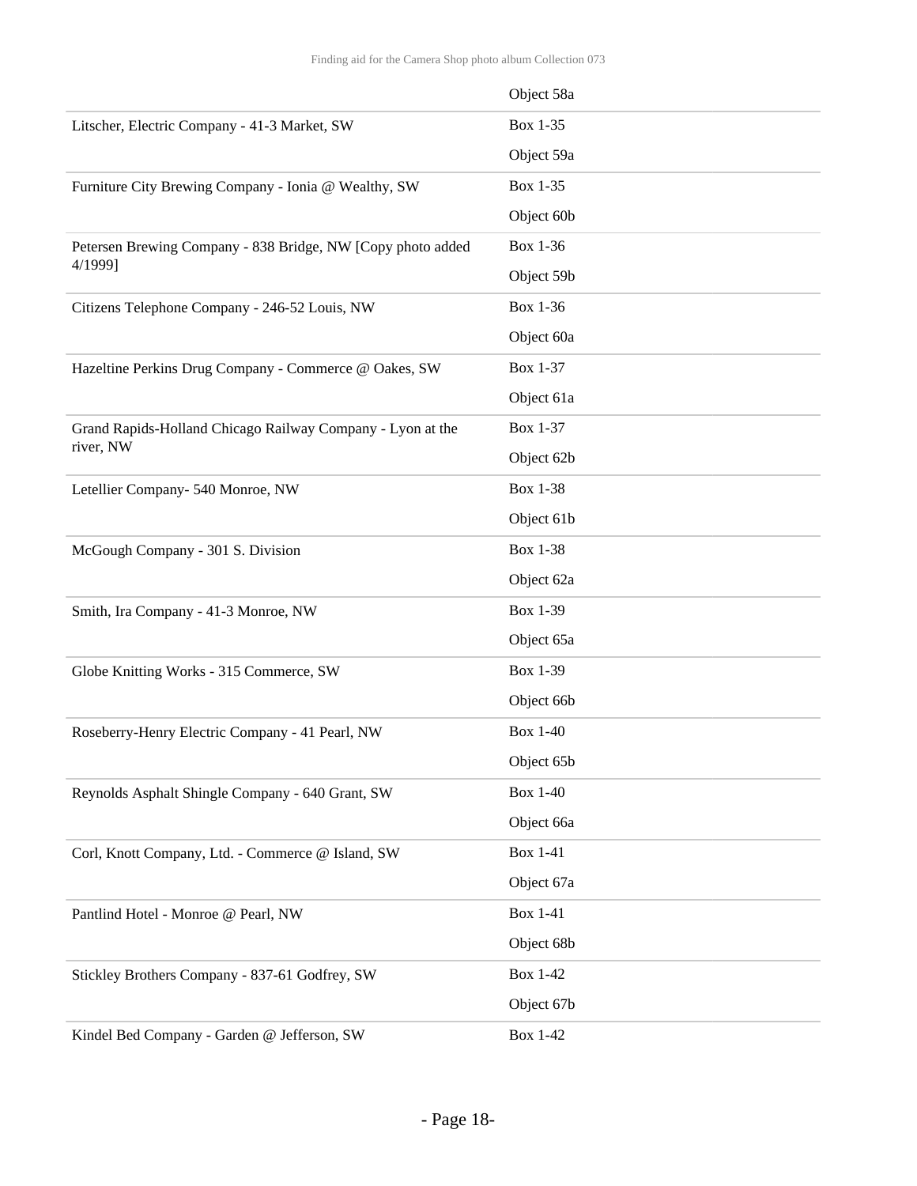| | |
|---|---|
| | Object 58a |
| Litscher, Electric Company - 41-3 Market, SW | Box 1-35<br>Object 59a |
| Furniture City Brewing Company - Ionia @ Wealthy, SW | Box 1-35<br>Object 60b |
| Petersen Brewing Company - 838 Bridge, NW [Copy photo added 4/1999] | Box 1-36<br>Object 59b |
| Citizens Telephone Company - 246-52 Louis, NW | Box 1-36<br>Object 60a |
| Hazeltine Perkins Drug Company - Commerce @ Oakes, SW | Box 1-37<br>Object 61a |
| Grand Rapids-Holland Chicago Railway Company - Lyon at the river, NW | Box 1-37<br>Object 62b |
| Letellier Company- 540 Monroe, NW | Box 1-38<br>Object 61b |
| McGough Company - 301 S. Division | Box 1-38<br>Object 62a |
| Smith, Ira Company - 41-3 Monroe, NW | Box 1-39<br>Object 65a |
| Globe Knitting Works - 315 Commerce, SW | Box 1-39<br>Object 66b |
| Roseberry-Henry Electric Company - 41 Pearl, NW | Box 1-40<br>Object 65b |
| Reynolds Asphalt Shingle Company - 640 Grant, SW | Box 1-40<br>Object 66a |
| Corl, Knott Company, Ltd. - Commerce @ Island, SW | Box 1-41<br>Object 67a |
| Pantlind Hotel - Monroe @ Pearl, NW | Box 1-41<br>Object 68b |
| Stickley Brothers Company - 837-61 Godfrey, SW | Box 1-42<br>Object 67b |
| Kindel Bed Company - Garden @ Jefferson, SW | Box 1-42 |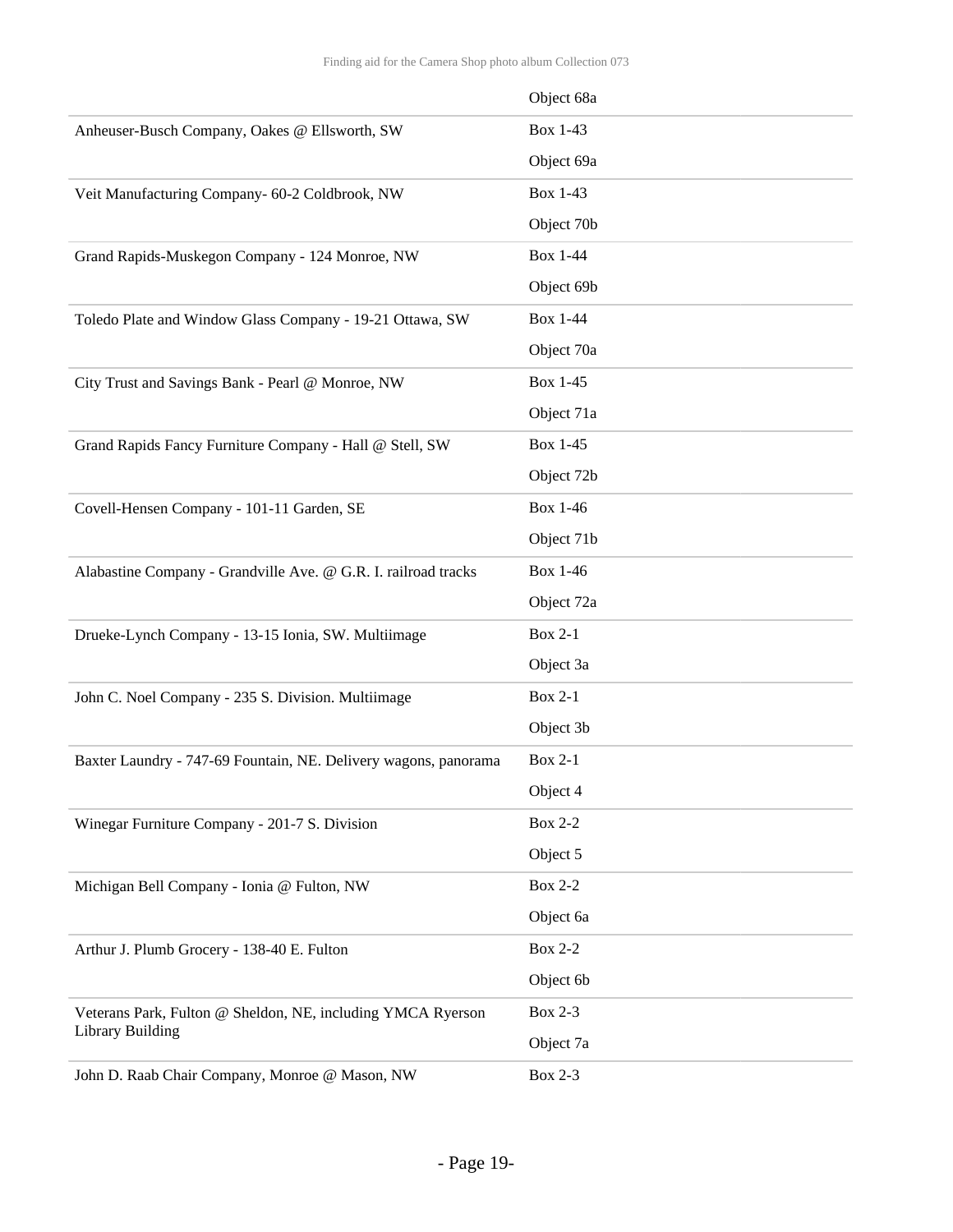| | |
|---|---|
| | Object 68a |
| Anheuser-Busch Company, Oakes @ Ellsworth, SW | Box 1-43<br>Object 69a |
| Veit Manufacturing Company- 60-2 Coldbrook, NW | Box 1-43<br>Object 70b |
| Grand Rapids-Muskegon Company - 124 Monroe, NW | Box 1-44<br>Object 69b |
| Toledo Plate and Window Glass Company - 19-21 Ottawa, SW | Box 1-44<br>Object 70a |
| City Trust and Savings Bank - Pearl @ Monroe, NW | Box 1-45<br>Object 71a |
| Grand Rapids Fancy Furniture Company - Hall @ Stell, SW | Box 1-45<br>Object 72b |
| Covell-Hensen Company - 101-11 Garden, SE | Box 1-46<br>Object 71b |
| Alabastine Company - Grandville Ave. @ G.R. I. railroad tracks | Box 1-46<br>Object 72a |
| Drueke-Lynch Company - 13-15 Ionia, SW. Multiimage | Box 2-1<br>Object 3a |
| John C. Noel Company - 235 S. Division. Multiimage | Box 2-1<br>Object 3b |
| Baxter Laundry - 747-69 Fountain, NE. Delivery wagons, panorama | Box 2-1<br>Object 4 |
| Winegar Furniture Company - 201-7 S. Division | Box 2-2<br>Object 5 |
| Michigan Bell Company - Ionia @ Fulton, NW | Box 2-2<br>Object 6a |
| Arthur J. Plumb Grocery - 138-40 E. Fulton | Box 2-2<br>Object 6b |
| Veterans Park, Fulton @ Sheldon, NE, including YMCA Ryerson Library Building | Box 2-3<br>Object 7a |
| John D. Raab Chair Company, Monroe @ Mason, NW | Box 2-3 |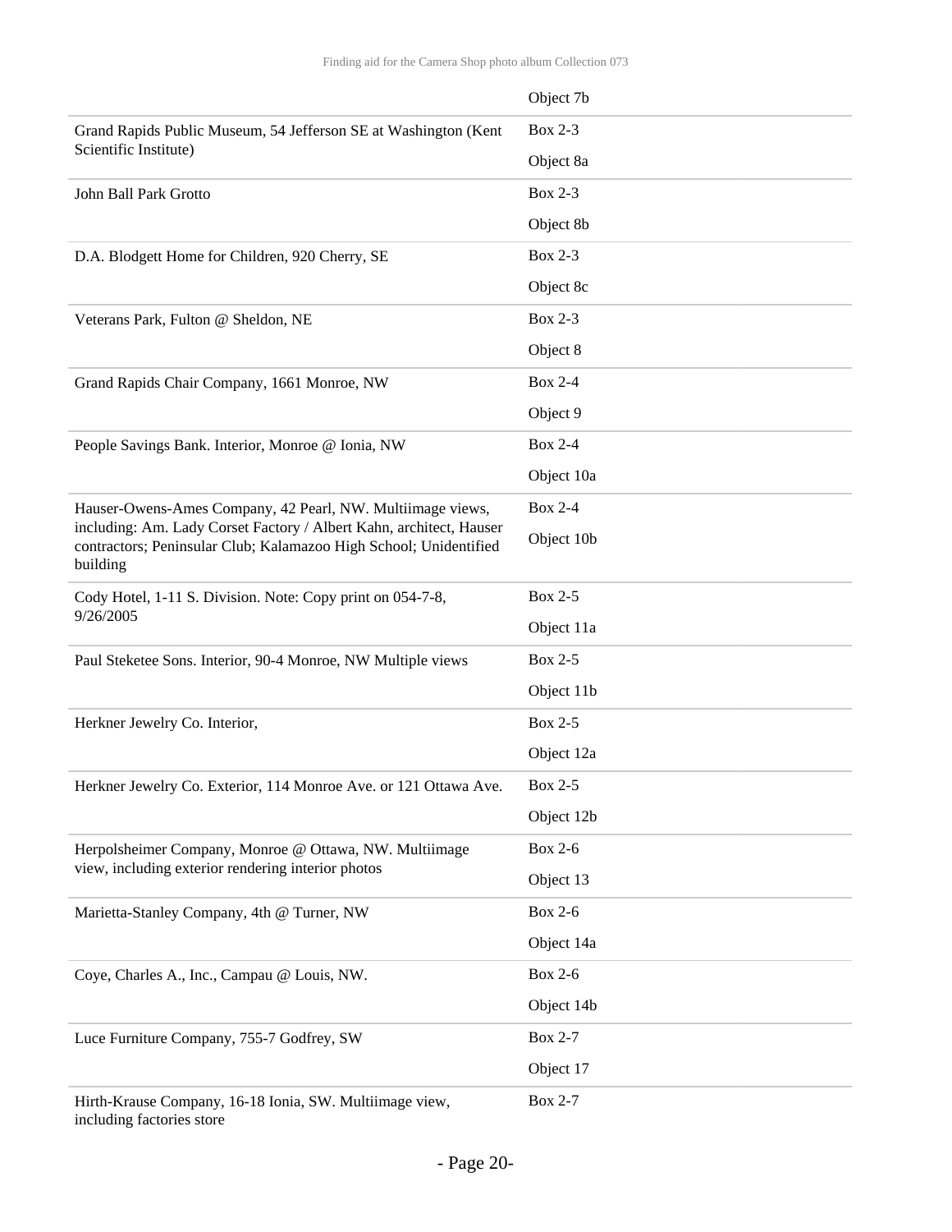| | |
|---|---|
| | Object 7b |
| Grand Rapids Public Museum, 54 Jefferson SE at Washington (Kent Scientific Institute) | Box 2-3<br>Object 8a |
| John Ball Park Grotto | Box 2-3<br>Object 8b |
| D.A. Blodgett Home for Children, 920 Cherry, SE | Box 2-3<br>Object 8c |
| Veterans Park, Fulton @ Sheldon, NE | Box 2-3<br>Object 8 |
| Grand Rapids Chair Company, 1661 Monroe, NW | Box 2-4<br>Object 9 |
| People Savings Bank. Interior, Monroe @ Ionia, NW | Box 2-4<br>Object 10a |
| Hauser-Owens-Ames Company, 42 Pearl, NW. Multiimage views, including: Am. Lady Corset Factory / Albert Kahn, architect, Hauser contractors; Peninsular Club; Kalamazoo High School; Unidentified building | Box 2-4<br>Object 10b |
| Cody Hotel, 1-11 S. Division. Note: Copy print on 054-7-8, 9/26/2005 | Box 2-5<br>Object 11a |
| Paul Steketee Sons. Interior, 90-4 Monroe, NW Multiple views | Box 2-5<br>Object 11b |
| Herkner Jewelry Co. Interior, | Box 2-5<br>Object 12a |
| Herkner Jewelry Co. Exterior, 114 Monroe Ave. or 121 Ottawa Ave. | Box 2-5<br>Object 12b |
| Herpolsheimer Company, Monroe @ Ottawa, NW. Multiimage view, including exterior rendering interior photos | Box 2-6<br>Object 13 |
| Marietta-Stanley Company, 4th @ Turner, NW | Box 2-6<br>Object 14a |
| Coye, Charles A., Inc., Campau @ Louis, NW. | Box 2-6<br>Object 14b |
| Luce Furniture Company, 755-7 Godfrey, SW | Box 2-7<br>Object 17 |
| Hirth-Krause Company, 16-18 Ionia, SW. Multiimage view, including factories store | Box 2-7 |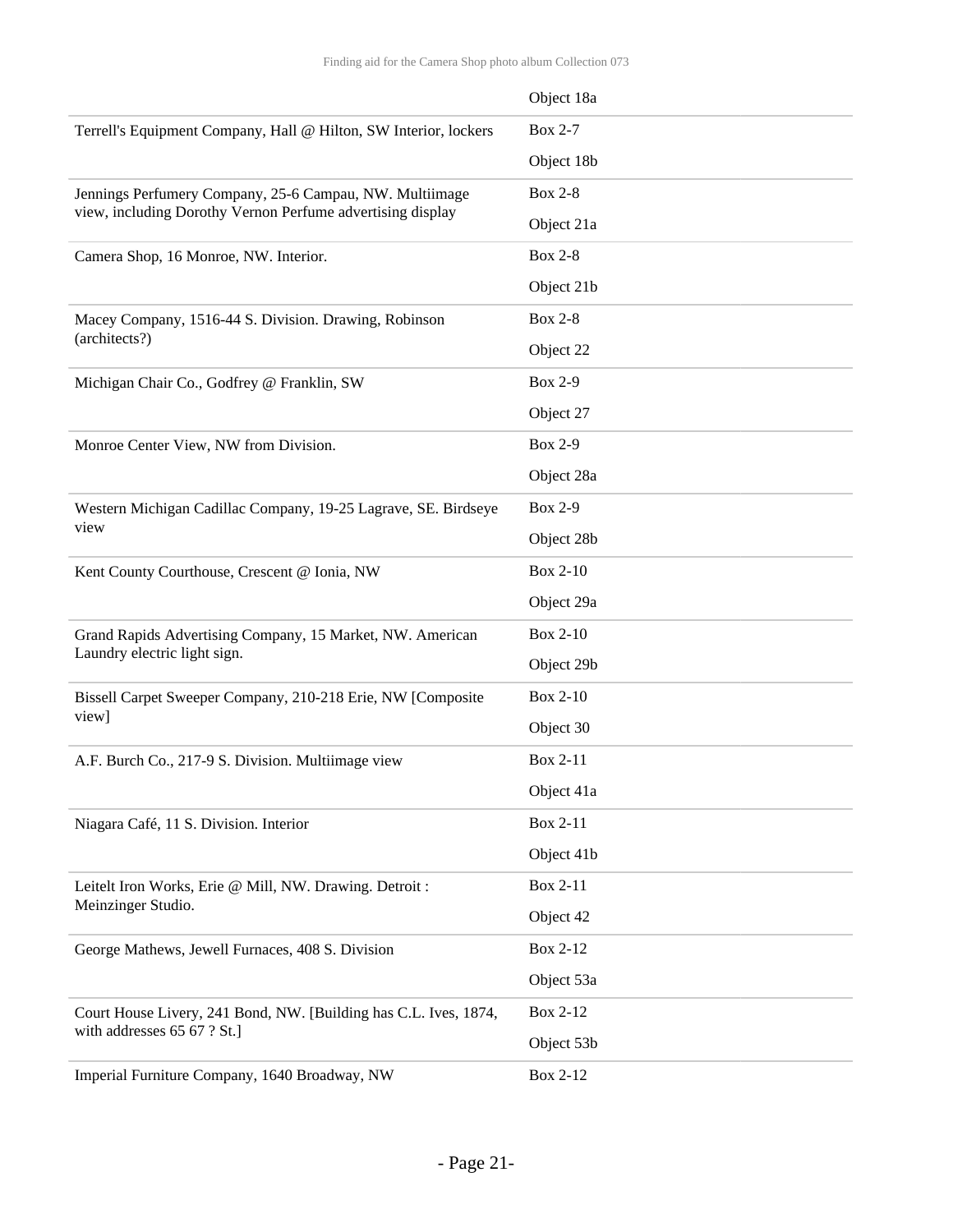| | |
|---|---|
| | Object 18a |
| Terrell's Equipment Company, Hall @ Hilton, SW Interior, lockers | Box 2-7<br>Object 18b |
| Jennings Perfumery Company, 25-6 Campau, NW. Multiimage view, including Dorothy Vernon Perfume advertising display | Box 2-8<br>Object 21a |
| Camera Shop, 16 Monroe, NW. Interior. | Box 2-8<br>Object 21b |
| Macey Company, 1516-44 S. Division. Drawing, Robinson (architects?) | Box 2-8<br>Object 22 |
| Michigan Chair Co., Godfrey @ Franklin, SW | Box 2-9<br>Object 27 |
| Monroe Center View, NW from Division. | Box 2-9<br>Object 28a |
| Western Michigan Cadillac Company, 19-25 Lagrave, SE. Birdseye view | Box 2-9<br>Object 28b |
| Kent County Courthouse, Crescent @ Ionia, NW | Box 2-10<br>Object 29a |
| Grand Rapids Advertising Company, 15 Market, NW. American Laundry electric light sign. | Box 2-10<br>Object 29b |
| Bissell Carpet Sweeper Company, 210-218 Erie, NW [Composite view] | Box 2-10<br>Object 30 |
| A.F. Burch Co., 217-9 S. Division. Multiimage view | Box 2-11<br>Object 41a |
| Niagara Café, 11 S. Division. Interior | Box 2-11<br>Object 41b |
| Leitelt Iron Works, Erie @ Mill, NW. Drawing. Detroit : Meinzinger Studio. | Box 2-11<br>Object 42 |
| George Mathews, Jewell Furnaces, 408 S. Division | Box 2-12<br>Object 53a |
| Court House Livery, 241 Bond, NW. [Building has C.L. Ives, 1874, with addresses 65 67 ? St.] | Box 2-12<br>Object 53b |
| Imperial Furniture Company, 1640 Broadway, NW | Box 2-12 |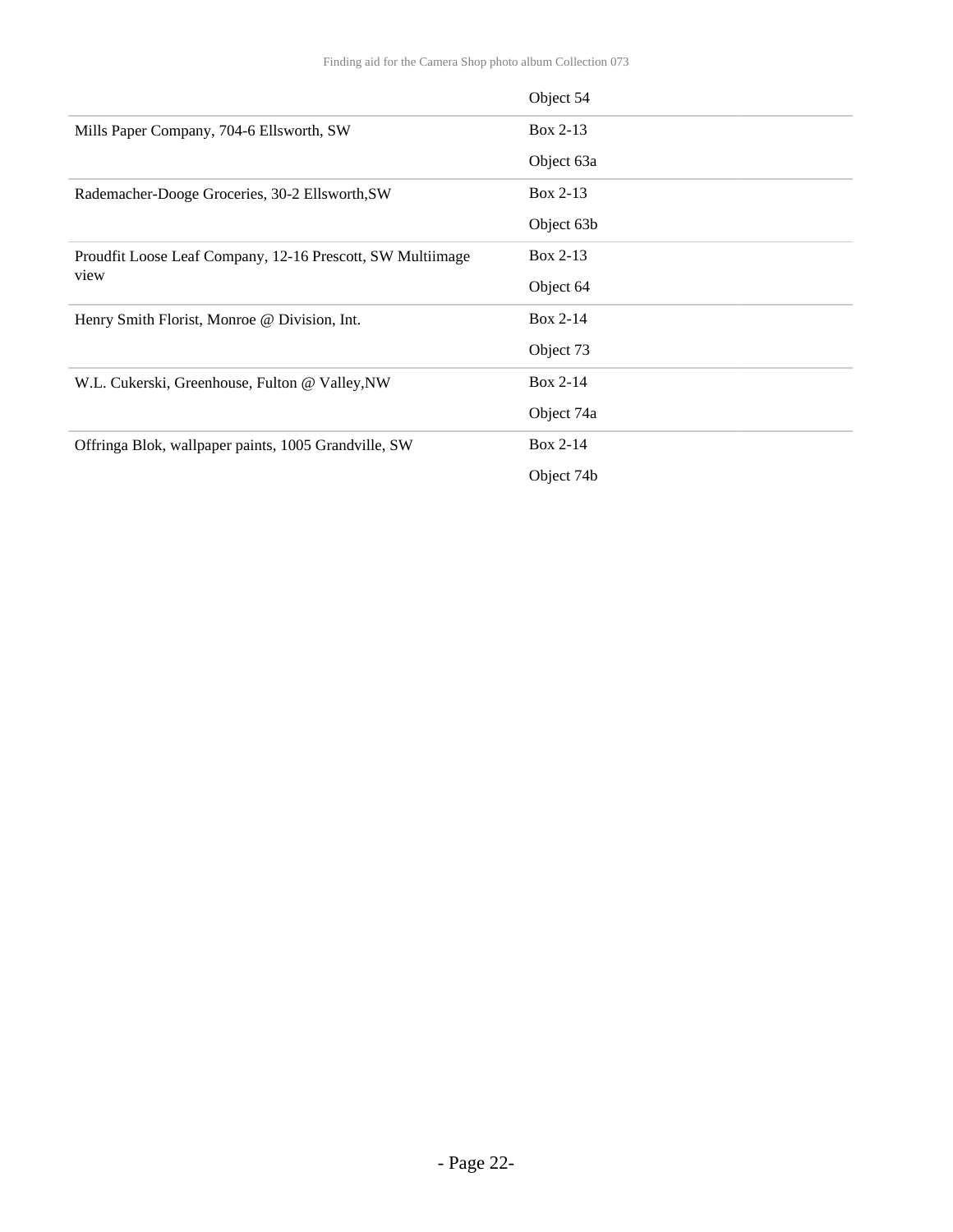| | |
|---|---|
| | Object 54 |
| Mills Paper Company, 704-6 Ellsworth, SW | Box 2-13<br>Object 63a |
| Rademacher-Dooge Groceries, 30-2 Ellsworth,SW | Box 2-13<br>Object 63b |
| Proudfit Loose Leaf Company, 12-16 Prescott, SW Multiimage view | Box 2-13<br>Object 64 |
| Henry Smith Florist, Monroe @ Division, Int. | Box 2-14<br>Object 73 |
| W.L. Cukerski, Greenhouse, Fulton @ Valley,NW | Box 2-14<br>Object 74a |
| Offringa Blok, wallpaper paints, 1005 Grandville, SW | Box 2-14<br>Object 74b |